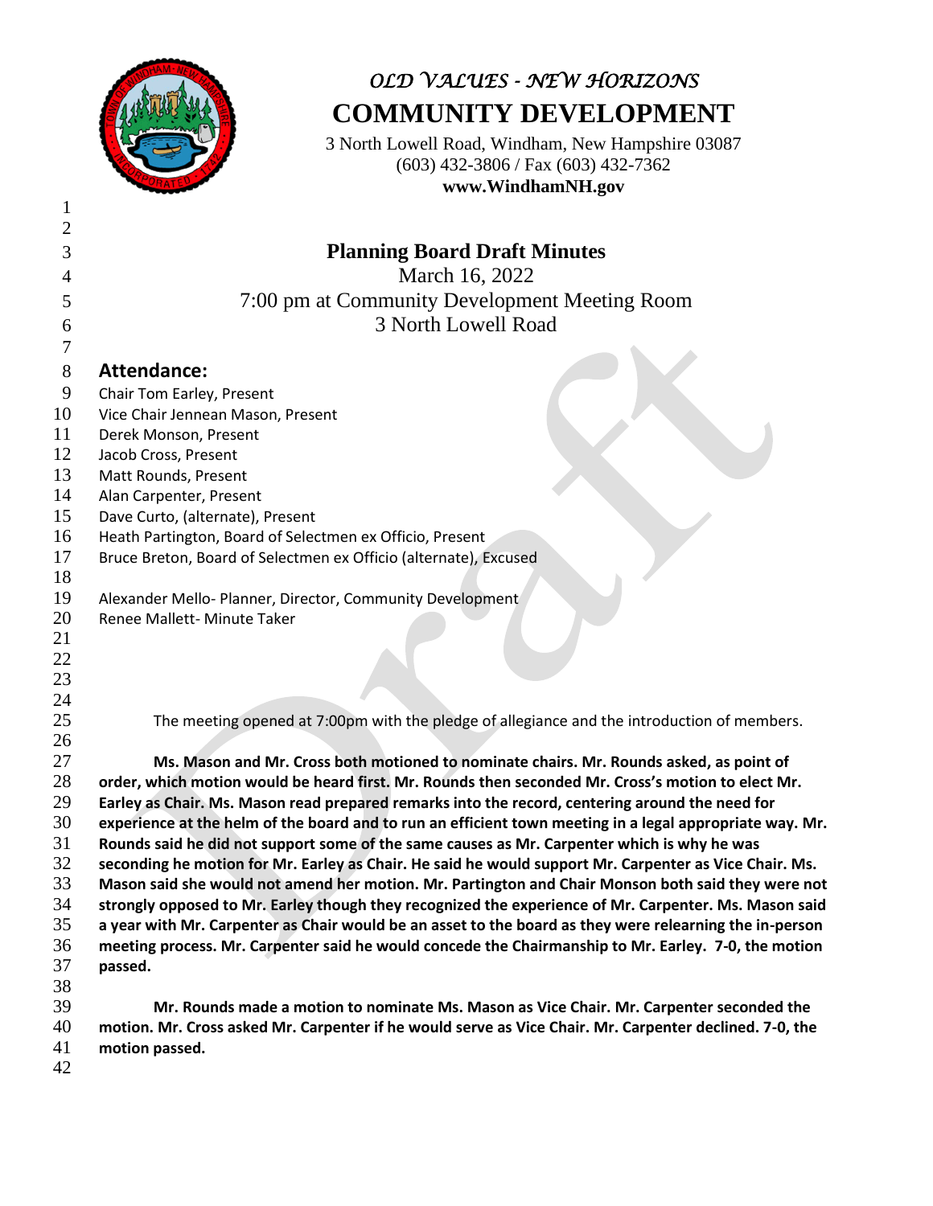*OLD VALUES - NEW HORIZONS*

# COMMUNITY DEVELOPMENT

3 North Lowell Road, Windham, New Hampshire 03087
(603) 432-3806 / Fax (603) 432-7362
**www.WindhamNH.gov**

## Planning Board Draft Minutes

March 16, 2022
7:00 pm at Community Development Meeting Room
3 North Lowell Road

### Attendance:

Chair Tom Earley, Present
Vice Chair Jennean Mason, Present
Derek Monson, Present
Jacob Cross, Present
Matt Rounds, Present
Alan Carpenter, Present
Dave Curto, (alternate), Present
Heath Partington, Board of Selectmen ex Officio, Present
Bruce Breton, Board of Selectmen ex Officio (alternate), Excused

Alexander Mello- Planner, Director, Community Development
Renee Mallett- Minute Taker

The meeting opened at 7:00pm with the pledge of allegiance and the introduction of members.

**Ms. Mason and Mr. Cross both motioned to nominate chairs. Mr. Rounds asked, as point of order, which motion would be heard first. Mr. Rounds then seconded Mr. Cross's motion to elect Mr. Earley as Chair. Ms. Mason read prepared remarks into the record, centering around the need for experience at the helm of the board and to run an efficient town meeting in a legal appropriate way. Mr. Rounds said he did not support some of the same causes as Mr. Carpenter which is why he was seconding he motion for Mr. Earley as Chair. He said he would support Mr. Carpenter as Vice Chair. Ms. Mason said she would not amend her motion. Mr. Partington and Chair Monson both said they were not strongly opposed to Mr. Earley though they recognized the experience of Mr. Carpenter. Ms. Mason said a year with Mr. Carpenter as Chair would be an asset to the board as they were relearning the in-person meeting process. Mr. Carpenter said he would concede the Chairmanship to Mr. Earley. 7-0, the motion passed.**

**Mr. Rounds made a motion to nominate Ms. Mason as Vice Chair. Mr. Carpenter seconded the motion. Mr. Cross asked Mr. Carpenter if he would serve as Vice Chair. Mr. Carpenter declined. 7-0, the motion passed.**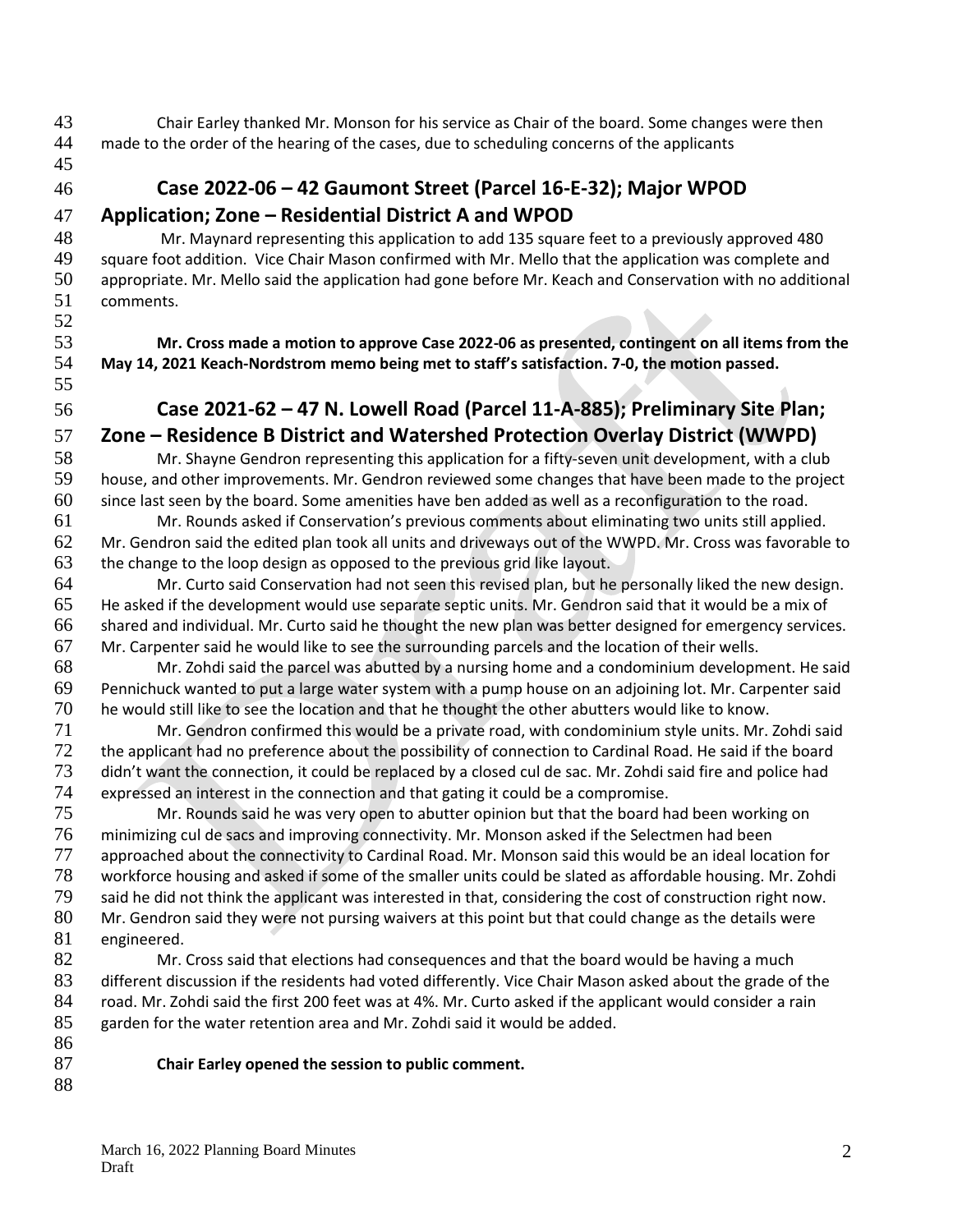Chair Earley thanked Mr. Monson for his service as Chair of the board. Some changes were then made to the order of the hearing of the cases, due to scheduling concerns of the applicants

## Case 2022-06 – 42 Gaumont Street (Parcel 16-E-32); Major WPOD Application; Zone – Residential District A and WPOD

Mr. Maynard representing this application to add 135 square feet to a previously approved 480 square foot addition. Vice Chair Mason confirmed with Mr. Mello that the application was complete and appropriate. Mr. Mello said the application had gone before Mr. Keach and Conservation with no additional comments.

**Mr. Cross made a motion to approve Case 2022-06 as presented, contingent on all items from the May 14, 2021 Keach-Nordstrom memo being met to staff's satisfaction. 7-0, the motion passed.**

## Case 2021-62 – 47 N. Lowell Road (Parcel 11-A-885); Preliminary Site Plan; Zone – Residence B District and Watershed Protection Overlay District (WWPD)

Mr. Shayne Gendron representing this application for a fifty-seven unit development, with a club house, and other improvements. Mr. Gendron reviewed some changes that have been made to the project since last seen by the board. Some amenities have ben added as well as a reconfiguration to the road.

Mr. Rounds asked if Conservation's previous comments about eliminating two units still applied. Mr. Gendron said the edited plan took all units and driveways out of the WWPD. Mr. Cross was favorable to the change to the loop design as opposed to the previous grid like layout.

Mr. Curto said Conservation had not seen this revised plan, but he personally liked the new design. He asked if the development would use separate septic units. Mr. Gendron said that it would be a mix of shared and individual. Mr. Curto said he thought the new plan was better designed for emergency services. Mr. Carpenter said he would like to see the surrounding parcels and the location of their wells.

Mr. Zohdi said the parcel was abutted by a nursing home and a condominium development. He said Pennichuck wanted to put a large water system with a pump house on an adjoining lot. Mr. Carpenter said he would still like to see the location and that he thought the other abutters would like to know.

Mr. Gendron confirmed this would be a private road, with condominium style units. Mr. Zohdi said the applicant had no preference about the possibility of connection to Cardinal Road. He said if the board didn't want the connection, it could be replaced by a closed cul de sac. Mr. Zohdi said fire and police had expressed an interest in the connection and that gating it could be a compromise.

Mr. Rounds said he was very open to abutter opinion but that the board had been working on minimizing cul de sacs and improving connectivity. Mr. Monson asked if the Selectmen had been approached about the connectivity to Cardinal Road. Mr. Monson said this would be an ideal location for workforce housing and asked if some of the smaller units could be slated as affordable housing. Mr. Zohdi said he did not think the applicant was interested in that, considering the cost of construction right now. Mr. Gendron said they were not pursing waivers at this point but that could change as the details were engineered.

Mr. Cross said that elections had consequences and that the board would be having a much different discussion if the residents had voted differently. Vice Chair Mason asked about the grade of the road. Mr. Zohdi said the first 200 feet was at 4%. Mr. Curto asked if the applicant would consider a rain garden for the water retention area and Mr. Zohdi said it would be added.

**Chair Earley opened the session to public comment.**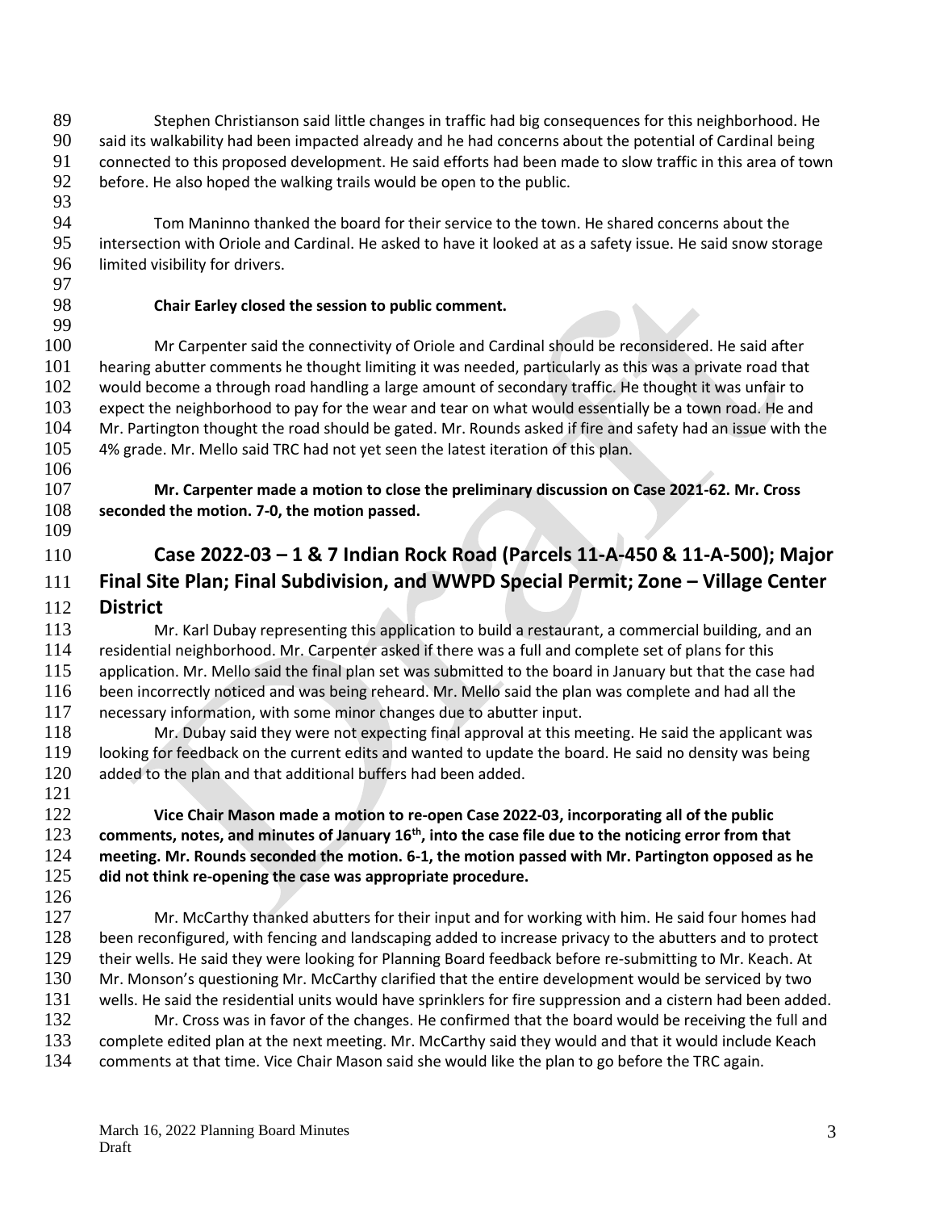Stephen Christianson said little changes in traffic had big consequences for this neighborhood. He said its walkability had been impacted already and he had concerns about the potential of Cardinal being connected to this proposed development. He said efforts had been made to slow traffic in this area of town before. He also hoped the walking trails would be open to the public.

Tom Maninno thanked the board for their service to the town. He shared concerns about the intersection with Oriole and Cardinal. He asked to have it looked at as a safety issue. He said snow storage limited visibility for drivers.

**Chair Earley closed the session to public comment.**

Mr Carpenter said the connectivity of Oriole and Cardinal should be reconsidered. He said after hearing abutter comments he thought limiting it was needed, particularly as this was a private road that would become a through road handling a large amount of secondary traffic. He thought it was unfair to expect the neighborhood to pay for the wear and tear on what would essentially be a town road. He and Mr. Partington thought the road should be gated. Mr. Rounds asked if fire and safety had an issue with the 4% grade. Mr. Mello said TRC had not yet seen the latest iteration of this plan.

**Mr. Carpenter made a motion to close the preliminary discussion on Case 2021-62. Mr. Cross seconded the motion. 7-0, the motion passed.**

## Case 2022-03 – 1 & 7 Indian Rock Road (Parcels 11-A-450 & 11-A-500); Major Final Site Plan; Final Subdivision, and WWPD Special Permit; Zone – Village Center District

Mr. Karl Dubay representing this application to build a restaurant, a commercial building, and an residential neighborhood. Mr. Carpenter asked if there was a full and complete set of plans for this application. Mr. Mello said the final plan set was submitted to the board in January but that the case had been incorrectly noticed and was being reheard. Mr. Mello said the plan was complete and had all the necessary information, with some minor changes due to abutter input.

Mr. Dubay said they were not expecting final approval at this meeting. He said the applicant was looking for feedback on the current edits and wanted to update the board. He said no density was being added to the plan and that additional buffers had been added.

**Vice Chair Mason made a motion to re-open Case 2022-03, incorporating all of the public comments, notes, and minutes of January 16th, into the case file due to the noticing error from that meeting. Mr. Rounds seconded the motion. 6-1, the motion passed with Mr. Partington opposed as he did not think re-opening the case was appropriate procedure.**

Mr. McCarthy thanked abutters for their input and for working with him. He said four homes had been reconfigured, with fencing and landscaping added to increase privacy to the abutters and to protect their wells. He said they were looking for Planning Board feedback before re-submitting to Mr. Keach. At Mr. Monson's questioning Mr. McCarthy clarified that the entire development would be serviced by two wells. He said the residential units would have sprinklers for fire suppression and a cistern had been added.

Mr. Cross was in favor of the changes. He confirmed that the board would be receiving the full and complete edited plan at the next meeting. Mr. McCarthy said they would and that it would include Keach comments at that time. Vice Chair Mason said she would like the plan to go before the TRC again.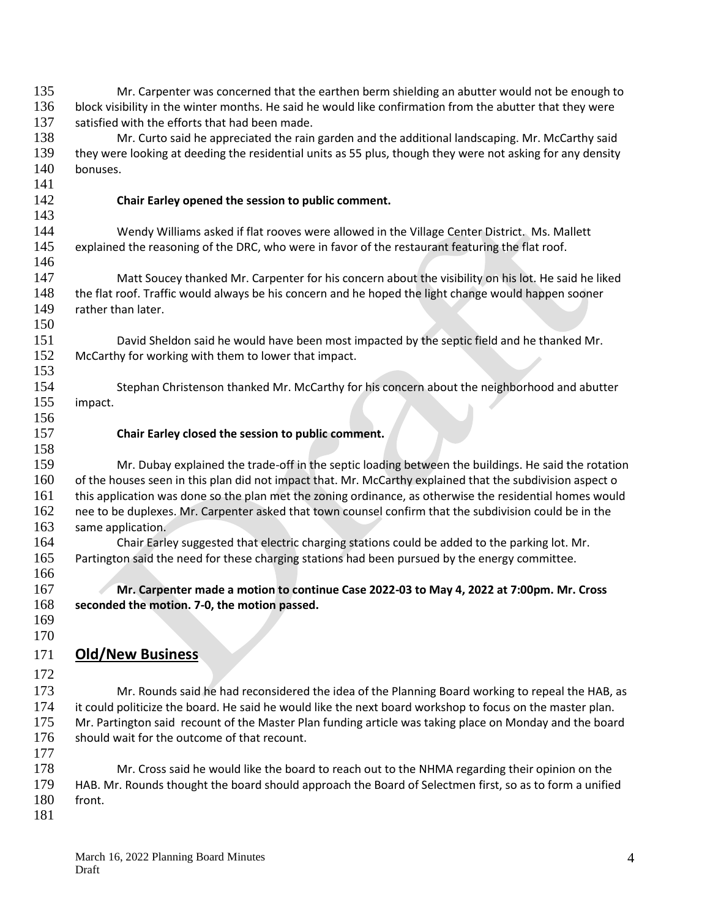Mr. Carpenter was concerned that the earthen berm shielding an abutter would not be enough to block visibility in the winter months. He said he would like confirmation from the abutter that they were satisfied with the efforts that had been made.

Mr. Curto said he appreciated the rain garden and the additional landscaping. Mr. McCarthy said they were looking at deeding the residential units as 55 plus, though they were not asking for any density bonuses.

**Chair Earley opened the session to public comment.**

Wendy Williams asked if flat rooves were allowed in the Village Center District. Ms. Mallett explained the reasoning of the DRC, who were in favor of the restaurant featuring the flat roof.

Matt Soucey thanked Mr. Carpenter for his concern about the visibility on his lot. He said he liked the flat roof. Traffic would always be his concern and he hoped the light change would happen sooner rather than later.

David Sheldon said he would have been most impacted by the septic field and he thanked Mr. McCarthy for working with them to lower that impact.

Stephan Christenson thanked Mr. McCarthy for his concern about the neighborhood and abutter impact.

**Chair Earley closed the session to public comment.**

Mr. Dubay explained the trade-off in the septic loading between the buildings. He said the rotation of the houses seen in this plan did not impact that. Mr. McCarthy explained that the subdivision aspect o this application was done so the plan met the zoning ordinance, as otherwise the residential homes would nee to be duplexes. Mr. Carpenter asked that town counsel confirm that the subdivision could be in the same application.

Chair Earley suggested that electric charging stations could be added to the parking lot. Mr. Partington said the need for these charging stations had been pursued by the energy committee.

**Mr. Carpenter made a motion to continue Case 2022-03 to May 4, 2022 at 7:00pm. Mr. Cross seconded the motion. 7-0, the motion passed.**

## Old/New Business

Mr. Rounds said he had reconsidered the idea of the Planning Board working to repeal the HAB, as it could politicize the board. He said he would like the next board workshop to focus on the master plan. Mr. Partington said recount of the Master Plan funding article was taking place on Monday and the board should wait for the outcome of that recount.

Mr. Cross said he would like the board to reach out to the NHMA regarding their opinion on the HAB. Mr. Rounds thought the board should approach the Board of Selectmen first, so as to form a unified front.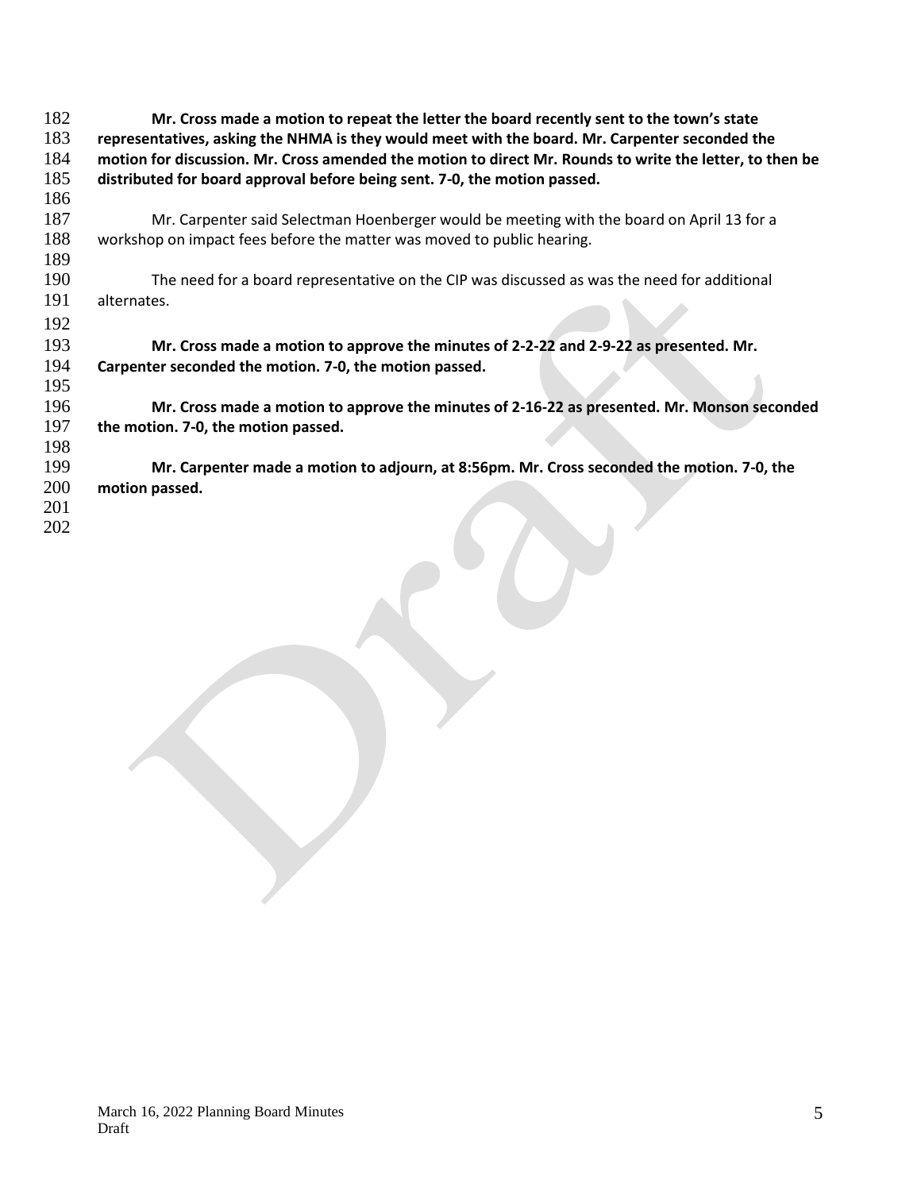**Mr. Cross made a motion to repeat the letter the board recently sent to the town's state representatives, asking the NHMA is they would meet with the board. Mr. Carpenter seconded the motion for discussion. Mr. Cross amended the motion to direct Mr. Rounds to write the letter, to then be distributed for board approval before being sent. 7-0, the motion passed.**

Mr. Carpenter said Selectman Hoenberger would be meeting with the board on April 13 for a workshop on impact fees before the matter was moved to public hearing.

The need for a board representative on the CIP was discussed as was the need for additional alternates.

**Mr. Cross made a motion to approve the minutes of 2-2-22 and 2-9-22 as presented. Mr. Carpenter seconded the motion. 7-0, the motion passed.**

**Mr. Cross made a motion to approve the minutes of 2-16-22 as presented. Mr. Monson seconded the motion. 7-0, the motion passed.**

**Mr. Carpenter made a motion to adjourn, at 8:56pm. Mr. Cross seconded the motion. 7-0, the motion passed.**